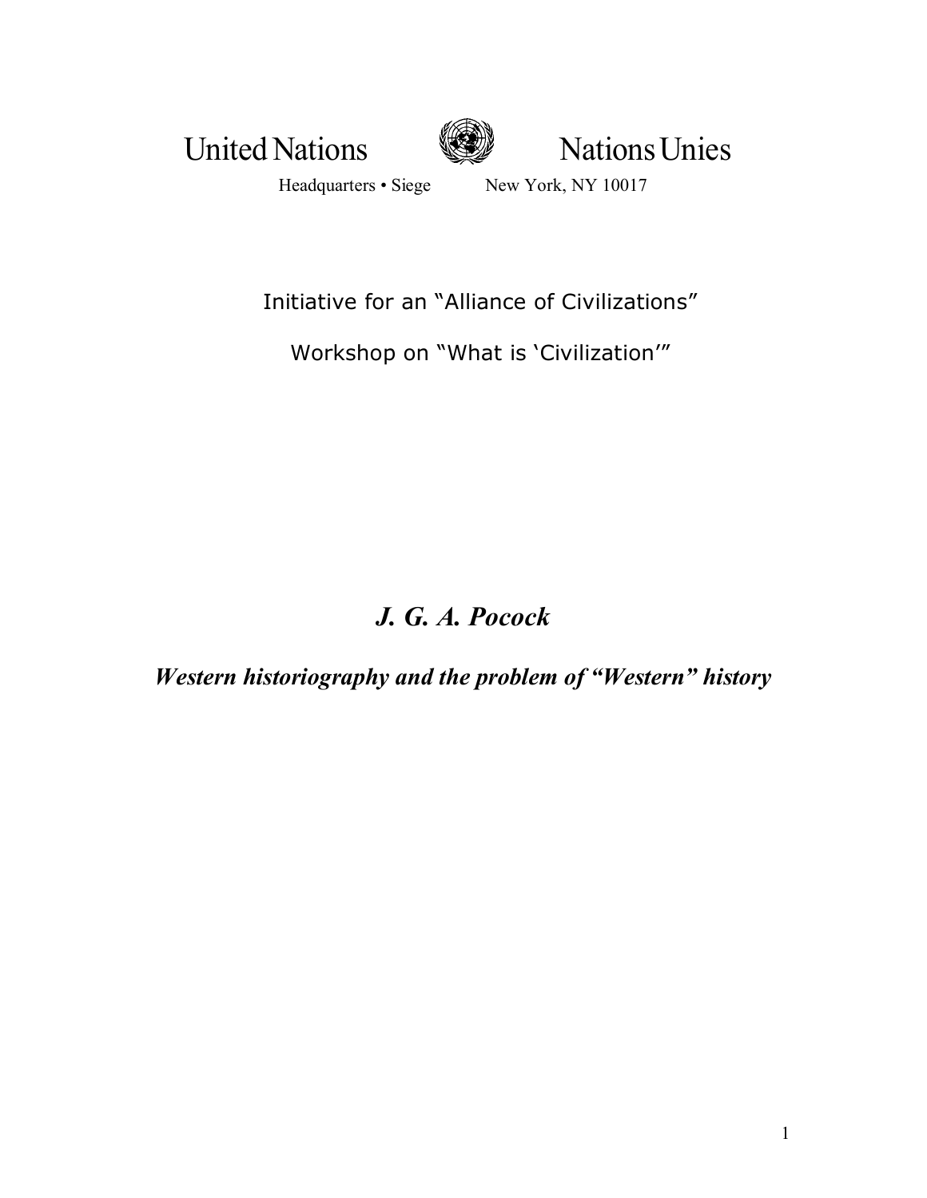United Nations Nations Unies

Headquarters • Siege New York, NY 10017

Initiative for an "Alliance of Civilizations"

Workshop on "What is 'Civilization'"

## *J. G. A. Pocock*

## *Western historiography and the problem of "Western" history*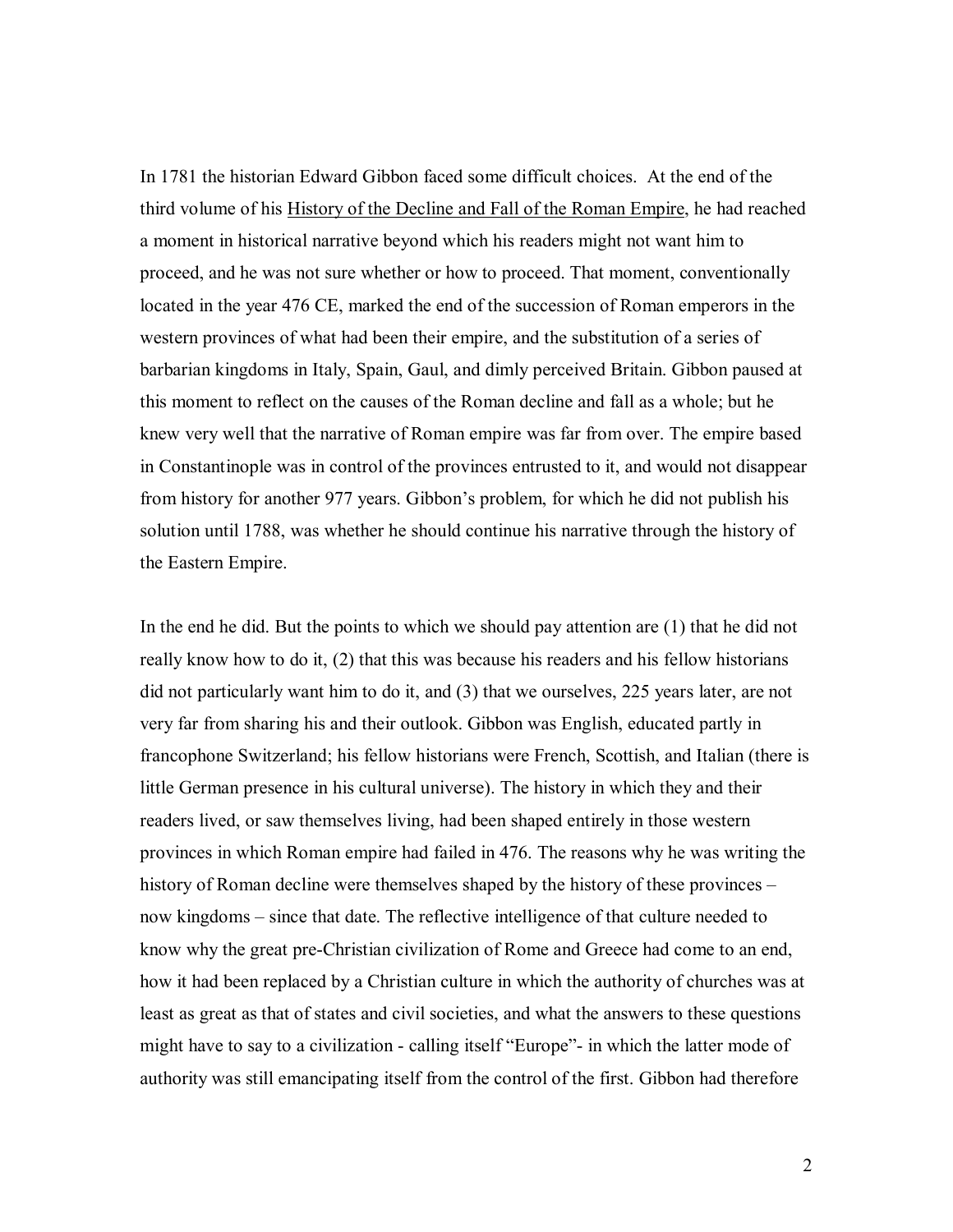In 1781 the historian Edward Gibbon faced some difficult choices. At the end of the third volume of his History of the Decline and Fall of the Roman Empire, he had reached a moment in historical narrative beyond which his readers might not want him to proceed, and he was not sure whether or how to proceed. That moment, conventionally located in the year 476 CE, marked the end of the succession of Roman emperors in the western provinces of what had been their empire, and the substitution of a series of barbarian kingdoms in Italy, Spain, Gaul, and dimly perceived Britain. Gibbon paused at this moment to reflect on the causes of the Roman decline and fall as a whole; but he knew very well that the narrative of Roman empire was far from over. The empire based in Constantinople was in control of the provinces entrusted to it, and would not disappear from history for another 977 years. Gibbon's problem, for which he did not publish his solution until 1788, was whether he should continue his narrative through the history of the Eastern Empire.

In the end he did. But the points to which we should pay attention are (1) that he did not really know how to do it, (2) that this was because his readers and his fellow historians did not particularly want him to do it, and (3) that we ourselves, 225 years later, are not very far from sharing his and their outlook. Gibbon was English, educated partly in francophone Switzerland; his fellow historians were French, Scottish, and Italian (there is little German presence in his cultural universe). The history in which they and their readers lived, or saw themselves living, had been shaped entirely in those western provinces in which Roman empire had failed in 476. The reasons why he was writing the history of Roman decline were themselves shaped by the history of these provinces – now kingdoms – since that date. The reflective intelligence of that culture needed to know why the great pre-Christian civilization of Rome and Greece had come to an end, how it had been replaced by a Christian culture in which the authority of churches was at least as great as that of states and civil societies, and what the answers to these questions might have to say to a civilization - calling itself "Europe"- in which the latter mode of authority was still emancipating itself from the control of the first. Gibbon had therefore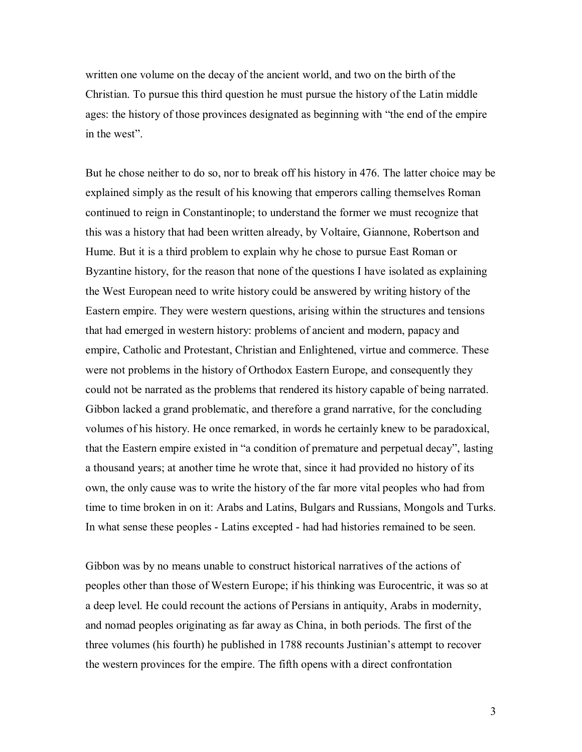written one volume on the decay of the ancient world, and two on the birth of the Christian. To pursue this third question he must pursue the history of the Latin middle ages: the history of those provinces designated as beginning with "the end of the empire in the west".

But he chose neither to do so, nor to break off his history in 476. The latter choice may be explained simply as the result of his knowing that emperors calling themselves Roman continued to reign in Constantinople; to understand the former we must recognize that this was a history that had been written already, by Voltaire, Giannone, Robertson and Hume. But it is a third problem to explain why he chose to pursue East Roman or Byzantine history, for the reason that none of the questions I have isolated as explaining the West European need to write history could be answered by writing history of the Eastern empire. They were western questions, arising within the structures and tensions that had emerged in western history: problems of ancient and modern, papacy and empire, Catholic and Protestant, Christian and Enlightened, virtue and commerce. These were not problems in the history of Orthodox Eastern Europe, and consequently they could not be narrated as the problems that rendered its history capable of being narrated. Gibbon lacked a grand problematic, and therefore a grand narrative, for the concluding volumes of his history. He once remarked, in words he certainly knew to be paradoxical, that the Eastern empire existed in "a condition of premature and perpetual decay", lasting a thousand years; at another time he wrote that, since it had provided no history of its own, the only cause was to write the history of the far more vital peoples who had from time to time broken in on it: Arabs and Latins, Bulgars and Russians, Mongols and Turks. In what sense these peoples - Latins excepted - had had histories remained to be seen.

Gibbon was by no means unable to construct historical narratives of the actions of peoples other than those of Western Europe; if his thinking was Eurocentric, it was so at a deep level. He could recount the actions of Persians in antiquity, Arabs in modernity, and nomad peoples originating as far away as China, in both periods. The first of the three volumes (his fourth) he published in 1788 recounts Justinian's attempt to recover the western provinces for the empire. The fifth opens with a direct confrontation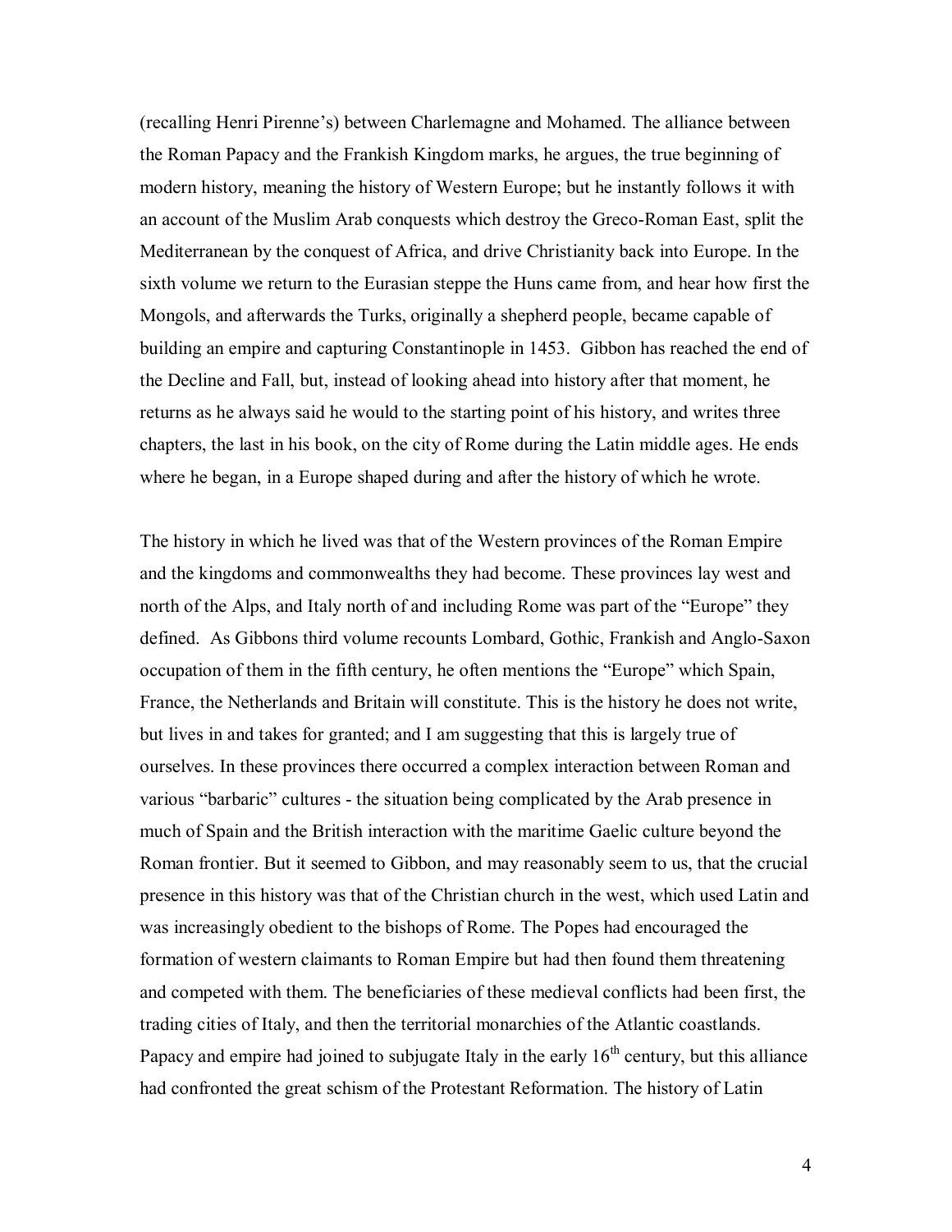(recalling Henri Pirenne's) between Charlemagne and Mohamed. The alliance between the Roman Papacy and the Frankish Kingdom marks, he argues, the true beginning of modern history, meaning the history of Western Europe; but he instantly follows it with an account of the Muslim Arab conquests which destroy the Greco-Roman East, split the Mediterranean by the conquest of Africa, and drive Christianity back into Europe. In the sixth volume we return to the Eurasian steppe the Huns came from, and hear how first the Mongols, and afterwards the Turks, originally a shepherd people, became capable of building an empire and capturing Constantinople in 1453. Gibbon has reached the end of the Decline and Fall, but, instead of looking ahead into history after that moment, he returns as he always said he would to the starting point of his history, and writes three chapters, the last in his book, on the city of Rome during the Latin middle ages. He ends where he began, in a Europe shaped during and after the history of which he wrote.

The history in which he lived was that of the Western provinces of the Roman Empire and the kingdoms and commonwealths they had become. These provinces lay west and north of the Alps, and Italy north of and including Rome was part of the "Europe" they defined. As Gibbons third volume recounts Lombard, Gothic, Frankish and Anglo-Saxon occupation of them in the fifth century, he often mentions the "Europe" which Spain, France, the Netherlands and Britain will constitute. This is the history he does not write, but lives in and takes for granted; and I am suggesting that this is largely true of ourselves. In these provinces there occurred a complex interaction between Roman and various "barbaric" cultures - the situation being complicated by the Arab presence in much of Spain and the British interaction with the maritime Gaelic culture beyond the Roman frontier. But it seemed to Gibbon, and may reasonably seem to us, that the crucial presence in this history was that of the Christian church in the west, which used Latin and was increasingly obedient to the bishops of Rome. The Popes had encouraged the formation of western claimants to Roman Empire but had then found them threatening and competed with them. The beneficiaries of these medieval conflicts had been first, the trading cities of Italy, and then the territorial monarchies of the Atlantic coastlands. Papacy and empire had joined to subjugate Italy in the early 16th century, but this alliance had confronted the great schism of the Protestant Reformation. The history of Latin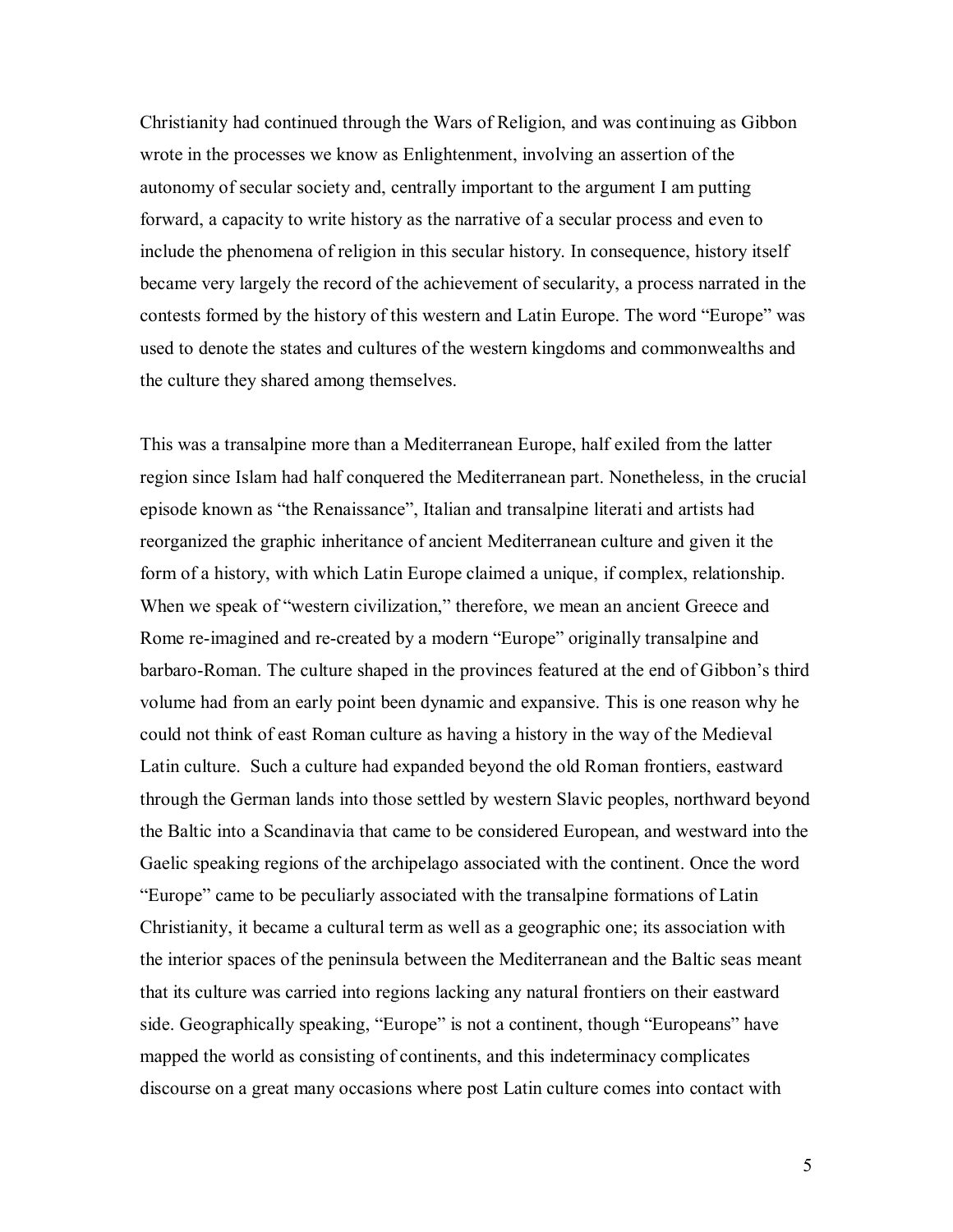Christianity had continued through the Wars of Religion, and was continuing as Gibbon wrote in the processes we know as Enlightenment, involving an assertion of the autonomy of secular society and, centrally important to the argument I am putting forward, a capacity to write history as the narrative of a secular process and even to include the phenomena of religion in this secular history. In consequence, history itself became very largely the record of the achievement of secularity, a process narrated in the contests formed by the history of this western and Latin Europe. The word "Europe" was used to denote the states and cultures of the western kingdoms and commonwealths and the culture they shared among themselves.

This was a transalpine more than a Mediterranean Europe, half exiled from the latter region since Islam had half conquered the Mediterranean part. Nonetheless, in the crucial episode known as "the Renaissance", Italian and transalpine literati and artists had reorganized the graphic inheritance of ancient Mediterranean culture and given it the form of a history, with which Latin Europe claimed a unique, if complex, relationship. When we speak of "western civilization," therefore, we mean an ancient Greece and Rome re-imagined and re-created by a modern "Europe" originally transalpine and barbaro-Roman. The culture shaped in the provinces featured at the end of Gibbon's third volume had from an early point been dynamic and expansive. This is one reason why he could not think of east Roman culture as having a history in the way of the Medieval Latin culture. Such a culture had expanded beyond the old Roman frontiers, eastward through the German lands into those settled by western Slavic peoples, northward beyond the Baltic into a Scandinavia that came to be considered European, and westward into the Gaelic speaking regions of the archipelago associated with the continent. Once the word "Europe" came to be peculiarly associated with the transalpine formations of Latin Christianity, it became a cultural term as well as a geographic one; its association with the interior spaces of the peninsula between the Mediterranean and the Baltic seas meant that its culture was carried into regions lacking any natural frontiers on their eastward side. Geographically speaking, "Europe" is not a continent, though "Europeans" have mapped the world as consisting of continents, and this indeterminacy complicates discourse on a great many occasions where post Latin culture comes into contact with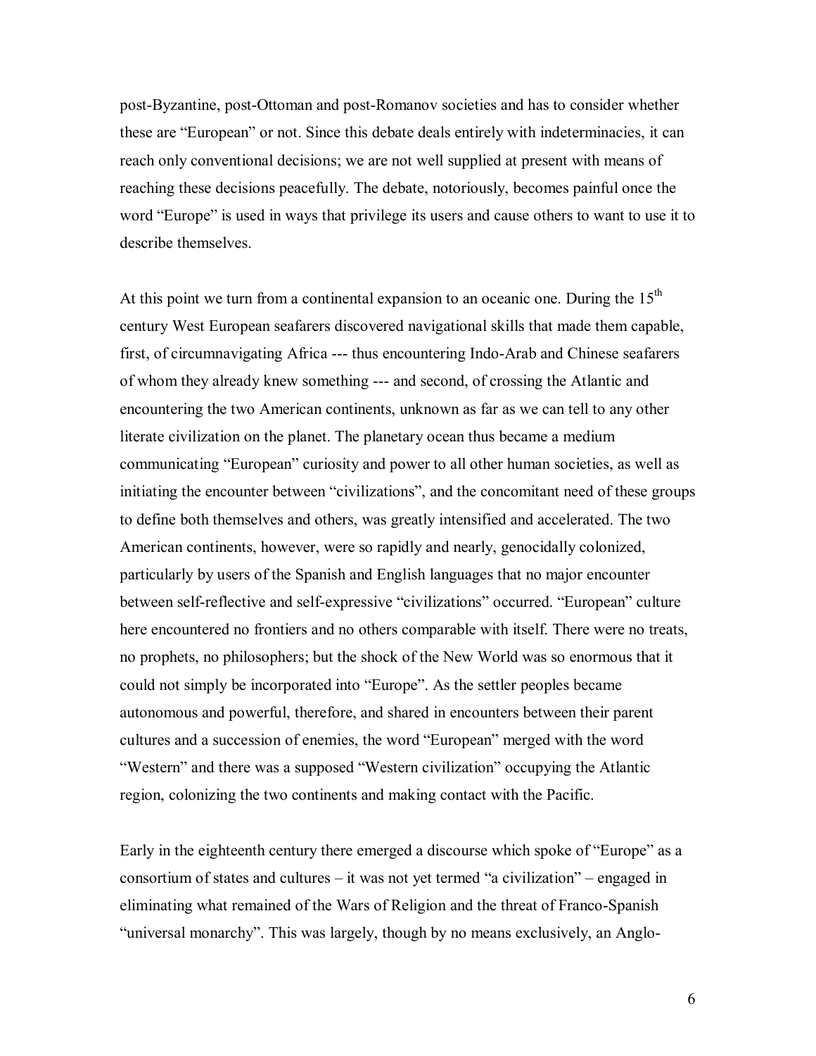post-Byzantine, post-Ottoman and post-Romanov societies and has to consider whether these are "European" or not. Since this debate deals entirely with indeterminacies, it can reach only conventional decisions; we are not well supplied at present with means of reaching these decisions peacefully. The debate, notoriously, becomes painful once the word "Europe" is used in ways that privilege its users and cause others to want to use it to describe themselves.

At this point we turn from a continental expansion to an oceanic one. During the 15th century West European seafarers discovered navigational skills that made them capable, first, of circumnavigating Africa --- thus encountering Indo-Arab and Chinese seafarers of whom they already knew something --- and second, of crossing the Atlantic and encountering the two American continents, unknown as far as we can tell to any other literate civilization on the planet. The planetary ocean thus became a medium communicating "European" curiosity and power to all other human societies, as well as initiating the encounter between "civilizations", and the concomitant need of these groups to define both themselves and others, was greatly intensified and accelerated. The two American continents, however, were so rapidly and nearly, genocidally colonized, particularly by users of the Spanish and English languages that no major encounter between self-reflective and self-expressive "civilizations" occurred. "European" culture here encountered no frontiers and no others comparable with itself. There were no treats, no prophets, no philosophers; but the shock of the New World was so enormous that it could not simply be incorporated into "Europe". As the settler peoples became autonomous and powerful, therefore, and shared in encounters between their parent cultures and a succession of enemies, the word "European" merged with the word "Western" and there was a supposed "Western civilization" occupying the Atlantic region, colonizing the two continents and making contact with the Pacific.

Early in the eighteenth century there emerged a discourse which spoke of "Europe" as a consortium of states and cultures – it was not yet termed "a civilization" – engaged in eliminating what remained of the Wars of Religion and the threat of Franco-Spanish "universal monarchy". This was largely, though by no means exclusively, an Anglo-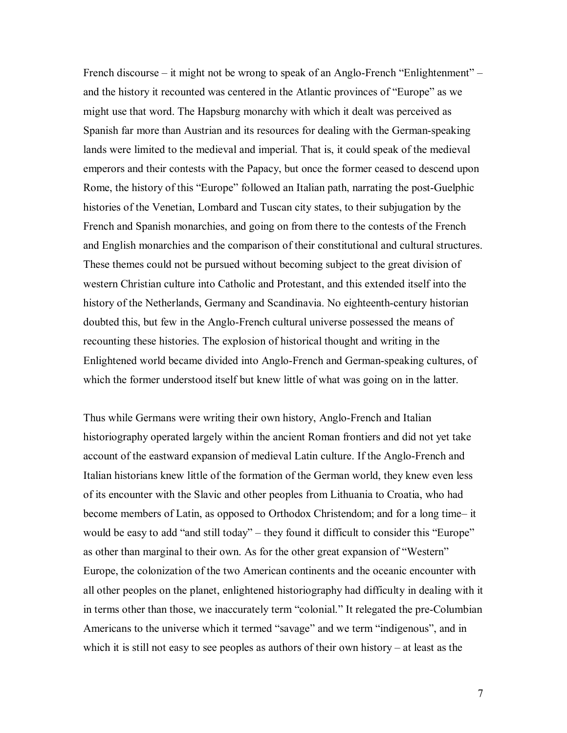French discourse – it might not be wrong to speak of an Anglo-French "Enlightenment" – and the history it recounted was centered in the Atlantic provinces of "Europe" as we might use that word. The Hapsburg monarchy with which it dealt was perceived as Spanish far more than Austrian and its resources for dealing with the German-speaking lands were limited to the medieval and imperial. That is, it could speak of the medieval emperors and their contests with the Papacy, but once the former ceased to descend upon Rome, the history of this "Europe" followed an Italian path, narrating the post-Guelphic histories of the Venetian, Lombard and Tuscan city states, to their subjugation by the French and Spanish monarchies, and going on from there to the contests of the French and English monarchies and the comparison of their constitutional and cultural structures. These themes could not be pursued without becoming subject to the great division of western Christian culture into Catholic and Protestant, and this extended itself into the history of the Netherlands, Germany and Scandinavia. No eighteenth-century historian doubted this, but few in the Anglo-French cultural universe possessed the means of recounting these histories. The explosion of historical thought and writing in the Enlightened world became divided into Anglo-French and German-speaking cultures, of which the former understood itself but knew little of what was going on in the latter.

Thus while Germans were writing their own history, Anglo-French and Italian historiography operated largely within the ancient Roman frontiers and did not yet take account of the eastward expansion of medieval Latin culture. If the Anglo-French and Italian historians knew little of the formation of the German world, they knew even less of its encounter with the Slavic and other peoples from Lithuania to Croatia, who had become members of Latin, as opposed to Orthodox Christendom; and for a long time– it would be easy to add "and still today" – they found it difficult to consider this "Europe" as other than marginal to their own. As for the other great expansion of "Western" Europe, the colonization of the two American continents and the oceanic encounter with all other peoples on the planet, enlightened historiography had difficulty in dealing with it in terms other than those, we inaccurately term "colonial." It relegated the pre-Columbian Americans to the universe which it termed "savage" and we term "indigenous", and in which it is still not easy to see peoples as authors of their own history – at least as the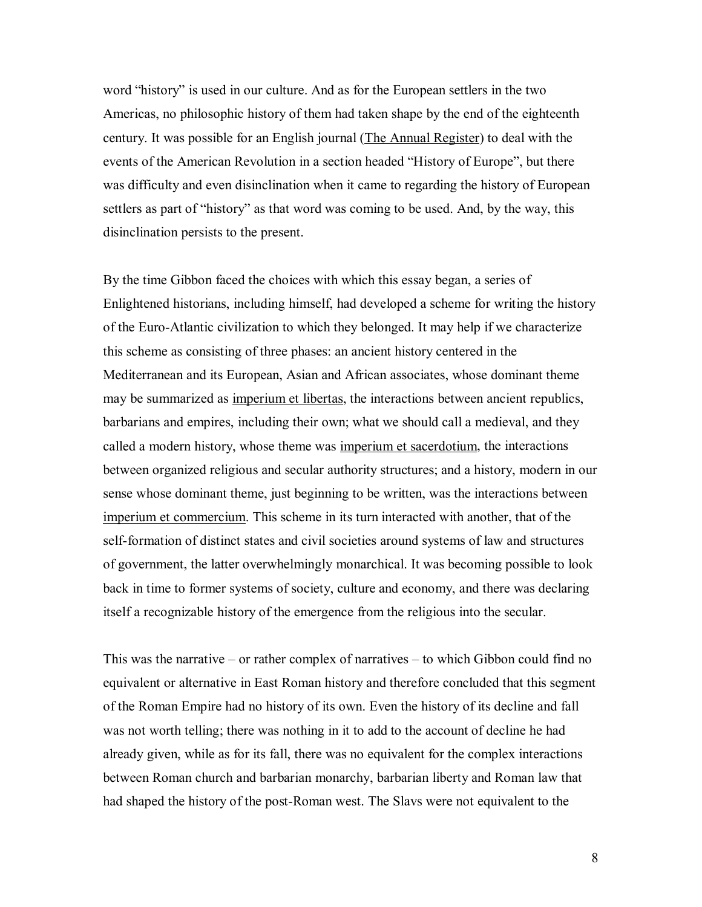word “history” is used in our culture. And as for the European settlers in the two Americas, no philosophic history of them had taken shape by the end of the eighteenth century. It was possible for an English journal (The Annual Register) to deal with the events of the American Revolution in a section headed “History of Europe”, but there was difficulty and even disinclination when it came to regarding the history of European settlers as part of “history” as that word was coming to be used. And, by the way, this disinclination persists to the present.

By the time Gibbon faced the choices with which this essay began, a series of Enlightened historians, including himself, had developed a scheme for writing the history of the Euro-Atlantic civilization to which they belonged. It may help if we characterize this scheme as consisting of three phases: an ancient history centered in the Mediterranean and its European, Asian and African associates, whose dominant theme may be summarized as imperium et libertas, the interactions between ancient republics, barbarians and empires, including their own; what we should call a medieval, and they called a modern history, whose theme was imperium et sacerdotium, the interactions between organized religious and secular authority structures; and a history, modern in our sense whose dominant theme, just beginning to be written, was the interactions between imperium et commercium. This scheme in its turn interacted with another, that of the self-formation of distinct states and civil societies around systems of law and structures of government, the latter overwhelmingly monarchical. It was becoming possible to look back in time to former systems of society, culture and economy, and there was declaring itself a recognizable history of the emergence from the religious into the secular.

This was the narrative – or rather complex of narratives – to which Gibbon could find no equivalent or alternative in East Roman history and therefore concluded that this segment of the Roman Empire had no history of its own. Even the history of its decline and fall was not worth telling; there was nothing in it to add to the account of decline he had already given, while as for its fall, there was no equivalent for the complex interactions between Roman church and barbarian monarchy, barbarian liberty and Roman law that had shaped the history of the post-Roman west. The Slavs were not equivalent to the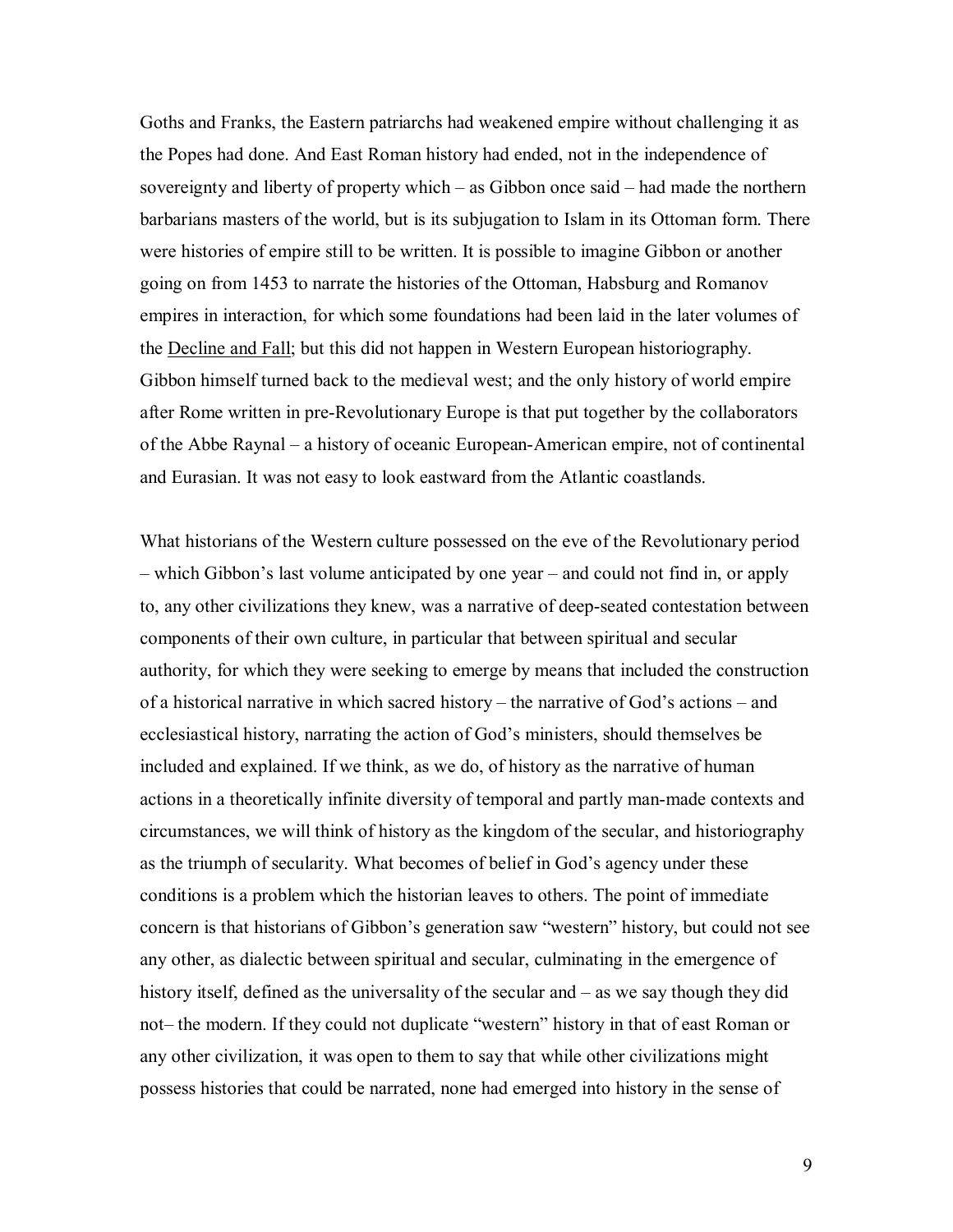Goths and Franks, the Eastern patriarchs had weakened empire without challenging it as the Popes had done. And East Roman history had ended, not in the independence of sovereignty and liberty of property which – as Gibbon once said – had made the northern barbarians masters of the world, but is its subjugation to Islam in its Ottoman form. There were histories of empire still to be written. It is possible to imagine Gibbon or another going on from 1453 to narrate the histories of the Ottoman, Habsburg and Romanov empires in interaction, for which some foundations had been laid in the later volumes of the Decline and Fall; but this did not happen in Western European historiography. Gibbon himself turned back to the medieval west; and the only history of world empire after Rome written in pre-Revolutionary Europe is that put together by the collaborators of the Abbe Raynal – a history of oceanic European-American empire, not of continental and Eurasian. It was not easy to look eastward from the Atlantic coastlands.

What historians of the Western culture possessed on the eve of the Revolutionary period – which Gibbon's last volume anticipated by one year – and could not find in, or apply to, any other civilizations they knew, was a narrative of deep-seated contestation between components of their own culture, in particular that between spiritual and secular authority, for which they were seeking to emerge by means that included the construction of a historical narrative in which sacred history – the narrative of God's actions – and ecclesiastical history, narrating the action of God's ministers, should themselves be included and explained. If we think, as we do, of history as the narrative of human actions in a theoretically infinite diversity of temporal and partly man-made contexts and circumstances, we will think of history as the kingdom of the secular, and historiography as the triumph of secularity. What becomes of belief in God's agency under these conditions is a problem which the historian leaves to others. The point of immediate concern is that historians of Gibbon's generation saw "western" history, but could not see any other, as dialectic between spiritual and secular, culminating in the emergence of history itself, defined as the universality of the secular and – as we say though they did not– the modern. If they could not duplicate "western" history in that of east Roman or any other civilization, it was open to them to say that while other civilizations might possess histories that could be narrated, none had emerged into history in the sense of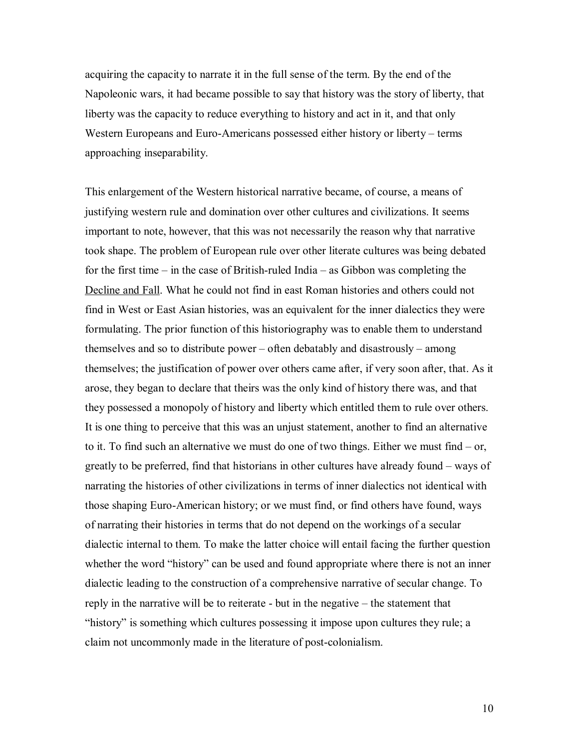acquiring the capacity to narrate it in the full sense of the term. By the end of the Napoleonic wars, it had became possible to say that history was the story of liberty, that liberty was the capacity to reduce everything to history and act in it, and that only Western Europeans and Euro-Americans possessed either history or liberty – terms approaching inseparability.

This enlargement of the Western historical narrative became, of course, a means of justifying western rule and domination over other cultures and civilizations. It seems important to note, however, that this was not necessarily the reason why that narrative took shape. The problem of European rule over other literate cultures was being debated for the first time – in the case of British-ruled India – as Gibbon was completing the Decline and Fall. What he could not find in east Roman histories and others could not find in West or East Asian histories, was an equivalent for the inner dialectics they were formulating. The prior function of this historiography was to enable them to understand themselves and so to distribute power – often debatably and disastrously – among themselves; the justification of power over others came after, if very soon after, that. As it arose, they began to declare that theirs was the only kind of history there was, and that they possessed a monopoly of history and liberty which entitled them to rule over others. It is one thing to perceive that this was an unjust statement, another to find an alternative to it. To find such an alternative we must do one of two things. Either we must find – or, greatly to be preferred, find that historians in other cultures have already found – ways of narrating the histories of other civilizations in terms of inner dialectics not identical with those shaping Euro-American history; or we must find, or find others have found, ways of narrating their histories in terms that do not depend on the workings of a secular dialectic internal to them. To make the latter choice will entail facing the further question whether the word "history" can be used and found appropriate where there is not an inner dialectic leading to the construction of a comprehensive narrative of secular change. To reply in the narrative will be to reiterate - but in the negative – the statement that "history" is something which cultures possessing it impose upon cultures they rule; a claim not uncommonly made in the literature of post-colonialism.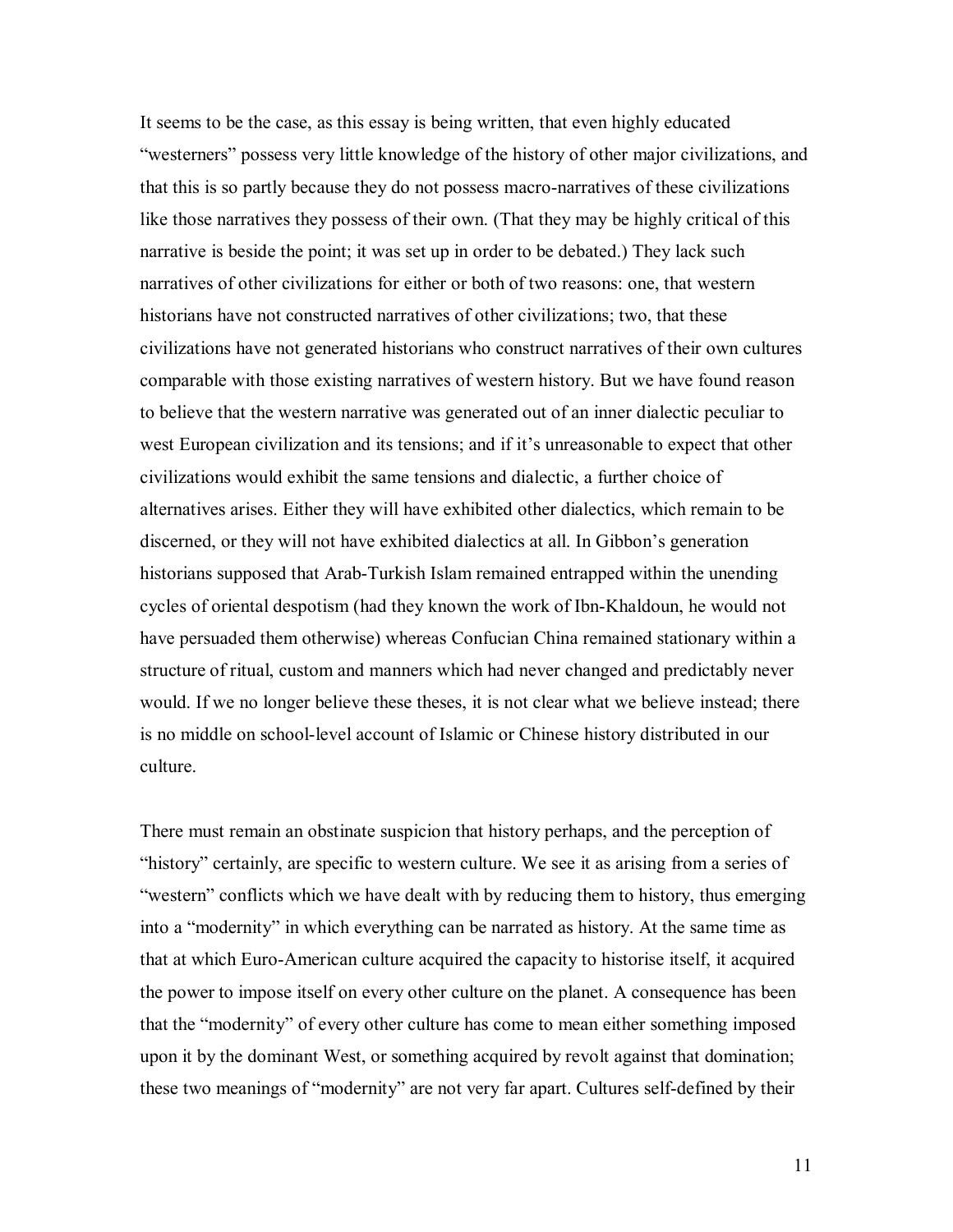It seems to be the case, as this essay is being written, that even highly educated "westerners" possess very little knowledge of the history of other major civilizations, and that this is so partly because they do not possess macro-narratives of these civilizations like those narratives they possess of their own. (That they may be highly critical of this narrative is beside the point; it was set up in order to be debated.) They lack such narratives of other civilizations for either or both of two reasons: one, that western historians have not constructed narratives of other civilizations; two, that these civilizations have not generated historians who construct narratives of their own cultures comparable with those existing narratives of western history. But we have found reason to believe that the western narrative was generated out of an inner dialectic peculiar to west European civilization and its tensions; and if it's unreasonable to expect that other civilizations would exhibit the same tensions and dialectic, a further choice of alternatives arises. Either they will have exhibited other dialectics, which remain to be discerned, or they will not have exhibited dialectics at all. In Gibbon's generation historians supposed that Arab-Turkish Islam remained entrapped within the unending cycles of oriental despotism (had they known the work of Ibn-Khaldoun, he would not have persuaded them otherwise) whereas Confucian China remained stationary within a structure of ritual, custom and manners which had never changed and predictably never would. If we no longer believe these theses, it is not clear what we believe instead; there is no middle on school-level account of Islamic or Chinese history distributed in our culture.

There must remain an obstinate suspicion that history perhaps, and the perception of "history" certainly, are specific to western culture. We see it as arising from a series of "western" conflicts which we have dealt with by reducing them to history, thus emerging into a "modernity" in which everything can be narrated as history. At the same time as that at which Euro-American culture acquired the capacity to historise itself, it acquired the power to impose itself on every other culture on the planet. A consequence has been that the "modernity" of every other culture has come to mean either something imposed upon it by the dominant West, or something acquired by revolt against that domination; these two meanings of "modernity" are not very far apart. Cultures self-defined by their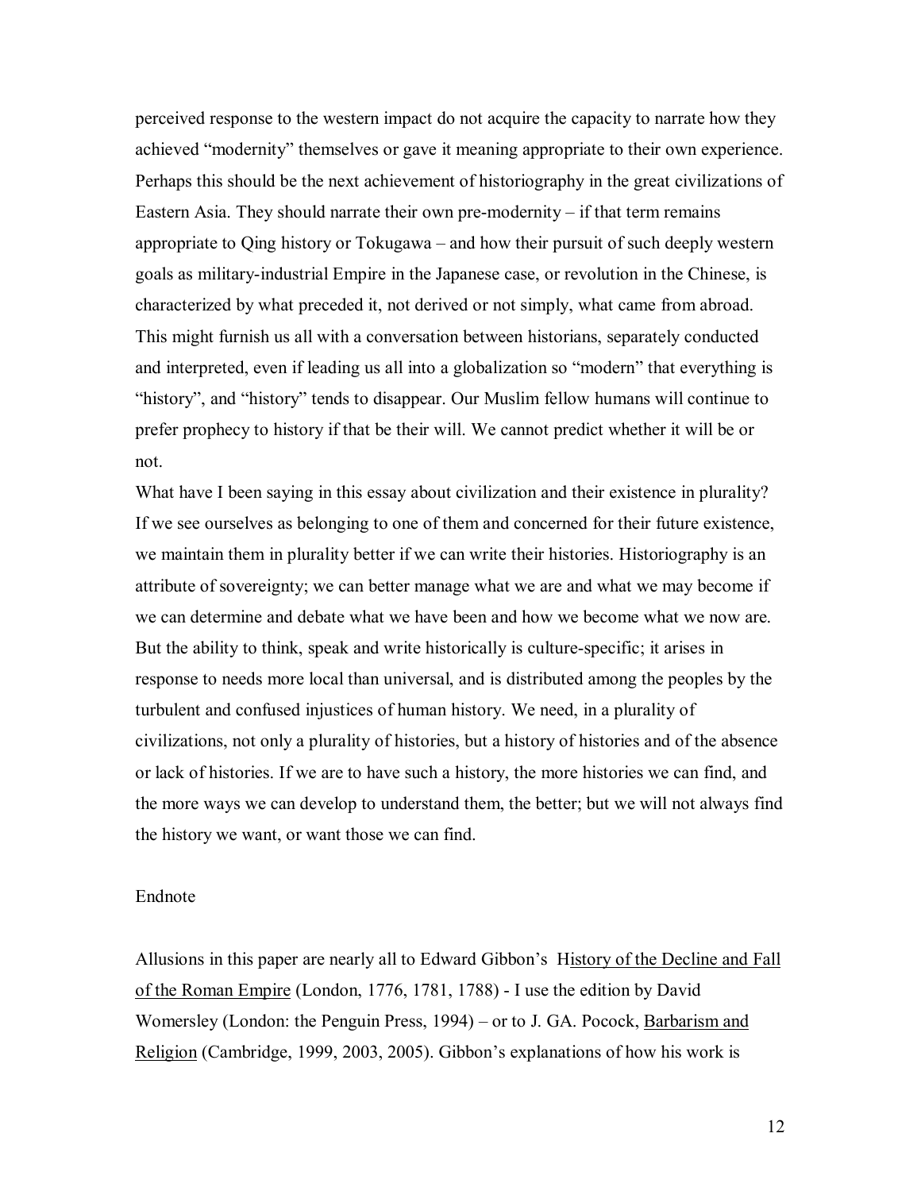perceived response to the western impact do not acquire the capacity to narrate how they achieved "modernity" themselves or gave it meaning appropriate to their own experience. Perhaps this should be the next achievement of historiography in the great civilizations of Eastern Asia. They should narrate their own pre-modernity – if that term remains appropriate to Qing history or Tokugawa – and how their pursuit of such deeply western goals as military-industrial Empire in the Japanese case, or revolution in the Chinese, is characterized by what preceded it, not derived or not simply, what came from abroad. This might furnish us all with a conversation between historians, separately conducted and interpreted, even if leading us all into a globalization so "modern" that everything is "history", and "history" tends to disappear. Our Muslim fellow humans will continue to prefer prophecy to history if that be their will. We cannot predict whether it will be or not.

What have I been saying in this essay about civilization and their existence in plurality? If we see ourselves as belonging to one of them and concerned for their future existence, we maintain them in plurality better if we can write their histories. Historiography is an attribute of sovereignty; we can better manage what we are and what we may become if we can determine and debate what we have been and how we become what we now are. But the ability to think, speak and write historically is culture-specific; it arises in response to needs more local than universal, and is distributed among the peoples by the turbulent and confused injustices of human history. We need, in a plurality of civilizations, not only a plurality of histories, but a history of histories and of the absence or lack of histories. If we are to have such a history, the more histories we can find, and the more ways we can develop to understand them, the better; but we will not always find the history we want, or want those we can find.

Endnote

Allusions in this paper are nearly all to Edward Gibbon's History of the Decline and Fall of the Roman Empire (London, 1776, 1781, 1788) - I use the edition by David Womersley (London: the Penguin Press, 1994) – or to J. GA. Pocock, Barbarism and Religion (Cambridge, 1999, 2003, 2005). Gibbon's explanations of how his work is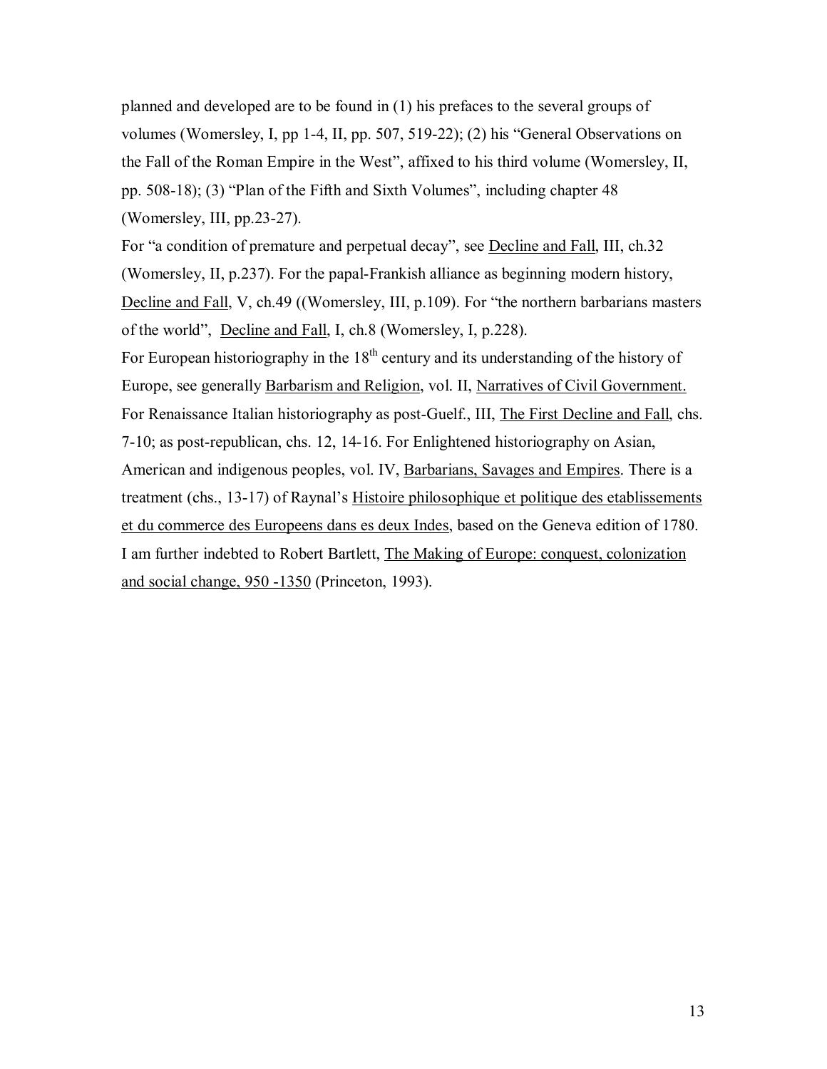planned and developed are to be found in (1) his prefaces to the several groups of volumes (Womersley, I, pp 1-4, II, pp. 507, 519-22); (2) his "General Observations on the Fall of the Roman Empire in the West", affixed to his third volume (Womersley, II, pp. 508-18); (3) "Plan of the Fifth and Sixth Volumes", including chapter 48 (Womersley, III, pp.23-27).

For "a condition of premature and perpetual decay", see Decline and Fall, III, ch.32 (Womersley, II, p.237). For the papal-Frankish alliance as beginning modern history, Decline and Fall, V, ch.49 ((Womersley, III, p.109). For "the northern barbarians masters of the world", Decline and Fall, I, ch.8 (Womersley, I, p.228).

For European historiography in the 18th century and its understanding of the history of Europe, see generally Barbarism and Religion, vol. II, Narratives of Civil Government. For Renaissance Italian historiography as post-Guelf., III, The First Decline and Fall, chs. 7-10; as post-republican, chs. 12, 14-16. For Enlightened historiography on Asian, American and indigenous peoples, vol. IV, Barbarians, Savages and Empires. There is a treatment (chs., 13-17) of Raynal's Histoire philosophique et politique des etablissements et du commerce des Europeens dans es deux Indes, based on the Geneva edition of 1780. I am further indebted to Robert Bartlett, The Making of Europe: conquest, colonization and social change, 950 -1350 (Princeton, 1993).